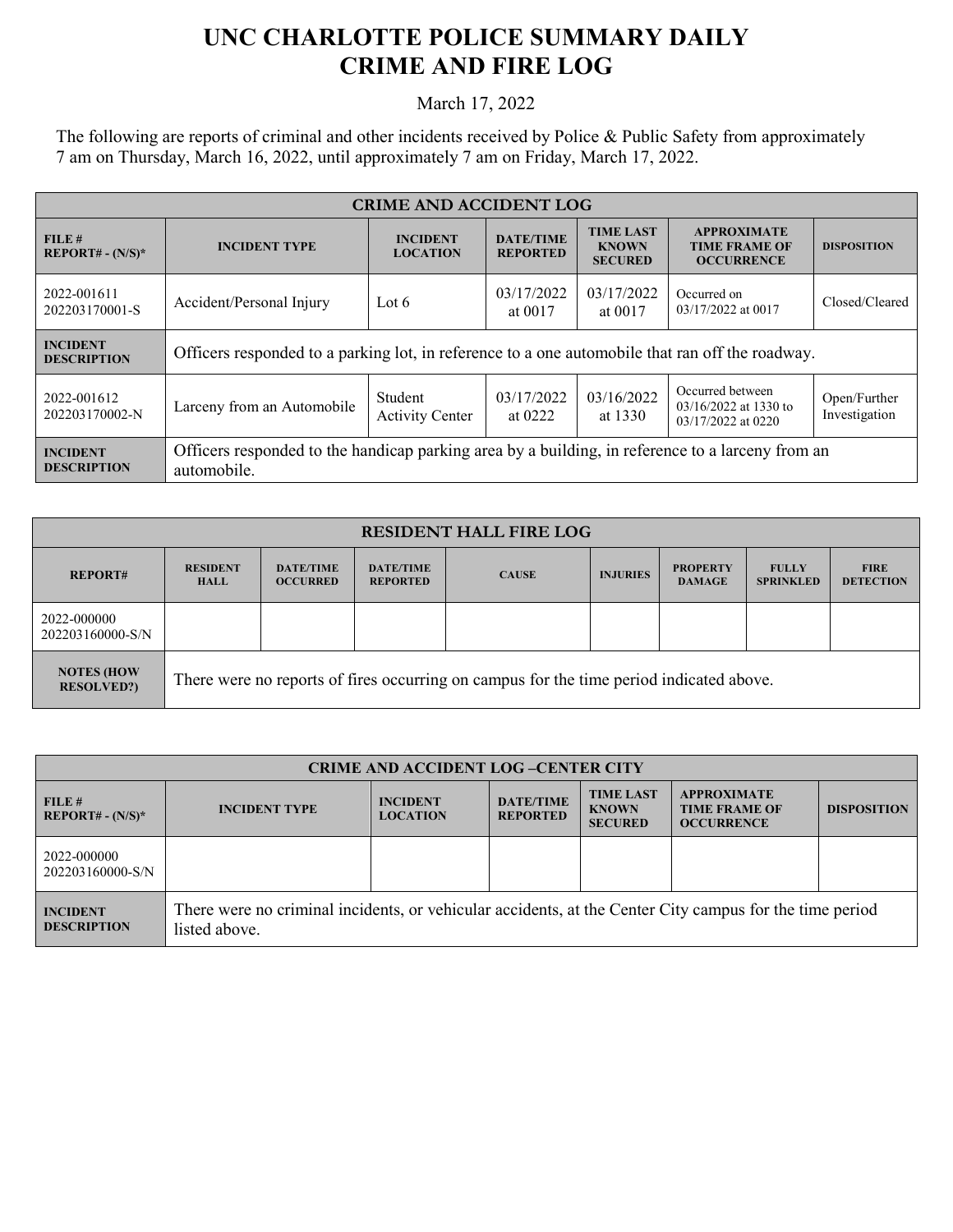# UNC CHARLOTTE POLICE SUMMARY DAILY CRIME AND FIRE LOG

March 17, 2022

The following are reports of criminal and other incidents received by Police & Public Safety from approximately 7 am on Thursday, March 16, 2022, until approximately 7 am on Friday, March 17, 2022.

| CRIME AND ACCIDENT LOG | | | | | | |
|---|---|---|---|---|---|---|
| **FILE # REPORT# - (N/S)*** | **INCIDENT TYPE** | **INCIDENT LOCATION** | **DATE/TIME REPORTED** | **TIME LAST KNOWN SECURED** | **APPROXIMATE TIME FRAME OF OCCURRENCE** | **DISPOSITION** |
| 2022-001611 202203170001-S | Accident/Personal Injury | Lot 6 | 03/17/2022 at 0017 | 03/17/2022 at 0017 | Occurred on 03/17/2022 at 0017 | Closed/Cleared |
| **INCIDENT DESCRIPTION** | Officers responded to a parking lot, in reference to a one automobile that ran off the roadway. | | | | | |
| 2022-001612 202203170002-N | Larceny from an Automobile | Student Activity Center | 03/17/2022 at 0222 | 03/16/2022 at 1330 | Occurred between 03/16/2022 at 1330 to 03/17/2022 at 0220 | Open/Further Investigation |
| **INCIDENT DESCRIPTION** | Officers responded to the handicap parking area by a building, in reference to a larceny from an automobile. | | | | | |

| RESIDENT HALL FIRE LOG | | | | | | | | |
|---|---|---|---|---|---|---|---|---|
| **REPORT#** | **RESIDENT HALL** | **DATE/TIME OCCURRED** | **DATE/TIME REPORTED** | **CAUSE** | **INJURIES** | **PROPERTY DAMAGE** | **FULLY SPRINKLED** | **FIRE DETECTION** |
| 2022-000000 202203160000-S/N | | | | | | | | |
| **NOTES (HOW RESOLVED?)** | There were no reports of fires occurring on campus for the time period indicated above. | | | | | | | |

| CRIME AND ACCIDENT LOG –CENTER CITY | | | | | | |
|---|---|---|---|---|---|---|
| **FILE # REPORT# - (N/S)*** | **INCIDENT TYPE** | **INCIDENT LOCATION** | **DATE/TIME REPORTED** | **TIME LAST KNOWN SECURED** | **APPROXIMATE TIME FRAME OF OCCURRENCE** | **DISPOSITION** |
| 2022-000000 202203160000-S/N | | | | | | |
| **INCIDENT DESCRIPTION** | There were no criminal incidents, or vehicular accidents, at the Center City campus for the time period listed above. | | | | | |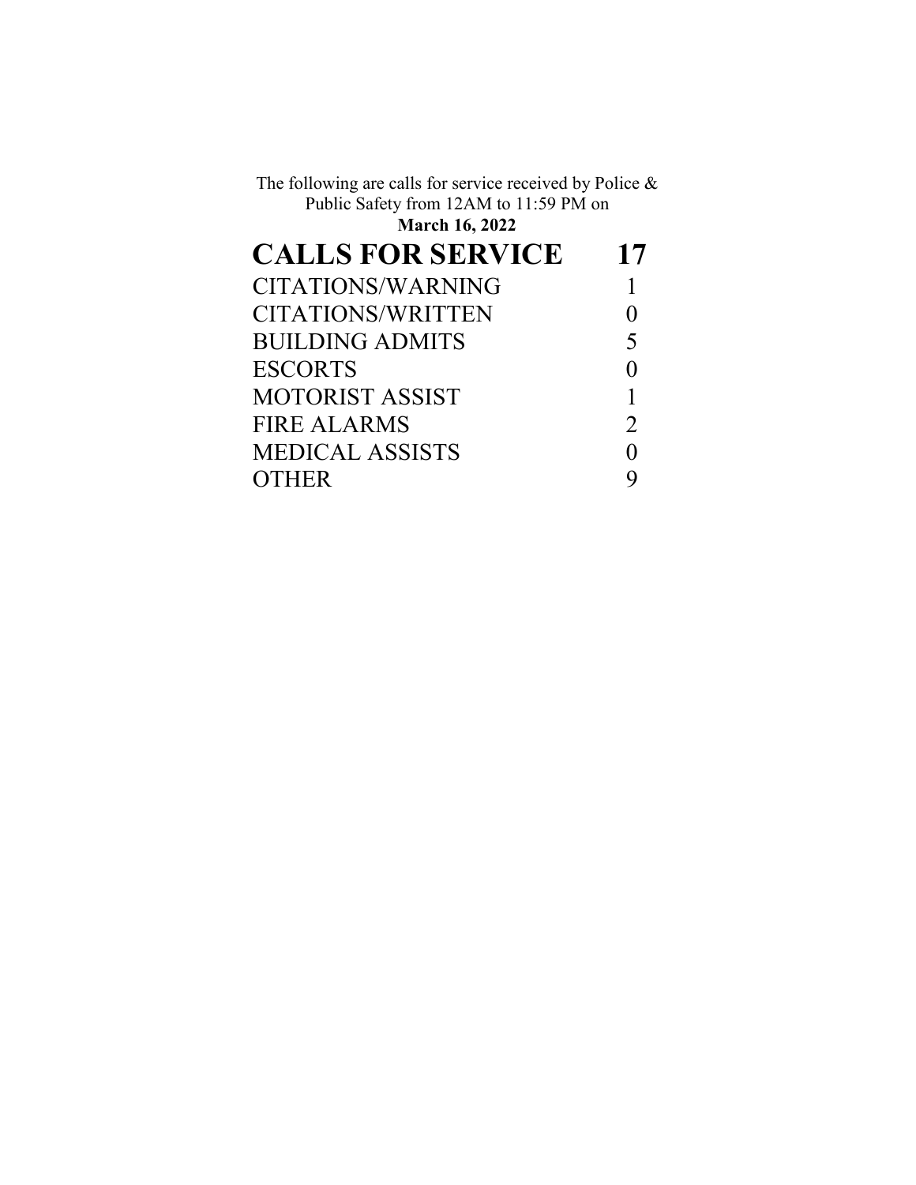The following are calls for service received by Police & Public Safety from 12AM to 11:59 PM on

**March 16, 2022**

| | |
|---|---|
| **CALLS FOR SERVICE** | **17** |
| CITATIONS/WARNING | 1 |
| CITATIONS/WRITTEN | 0 |
| BUILDING ADMITS | 5 |
| ESCORTS | 0 |
| MOTORIST ASSIST | 1 |
| FIRE ALARMS | 2 |
| MEDICAL ASSISTS | 0 |
| OTHER | 9 |